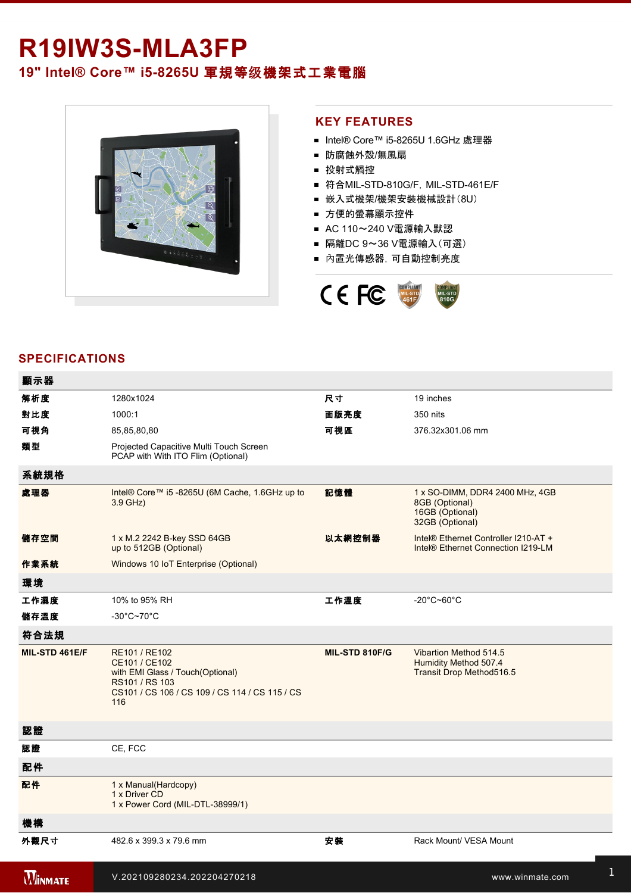# R19IW3S-MLA3FP

## 19" Intel® Core™ i5-8265U 軍規等级機架式工業電腦

## KEY FEATURES

- Intel® Core™ i5-8265U 1.6GHz 處理器
- 防腐蝕外殼/無風扇
- 投射式觸控
- 符合MIL-STD-810G/F, MIL-STD-461E/F
- 嵌入式機架/機架安裝機械設計(8U)
- 方便的螢幕顯示控件
- AC 110～240 V電源輸入默認
- 隔離DC 9～36 V電源輸入(可選)
- 內置光傳感器, 可自動控制亮度

## SPECIFICATIONS

| 顯示器 | | | |
|---|---|---|---|
| 解析度 | 1280x1024 | 尺寸 | 19 inches |
| 對比度 | 1000:1 | 面版亮度 | 350 nits |
| 可視角 | 85,85,80,80 | 可視區 | 376.32x301.06 mm |
| 類型 | Projected Capacitive Multi Touch Screen<br>PCAP with With ITO Flim (Optional) | | |
| **系統規格** | | | |
| 處理器 | Intel® Core™ i5 -8265U (6M Cache, 1.6GHz up to 3.9 GHz) | 記憶體 | 1 x SO-DIMM, DDR4 2400 MHz, 4GB<br>8GB (Optional)<br>16GB (Optional)<br>32GB (Optional) |
| 儲存空間 | 1 x M.2 2242 B-key SSD 64GB<br>up to 512GB (Optional) | 以太網控制器 | Intel® Ethernet Controller I210-AT +<br>Intel® Ethernet Connection I219-LM |
| 作業系統 | Windows 10 IoT Enterprise (Optional) | | |
| **環境** | | | |
| 工作濕度 | 10% to 95% RH | 工作溫度 | -20°C~60°C |
| 儲存溫度 | -30°C~70°C | | |
| **符合法規** | | | |
| MIL-STD 461E/F | RE101 / RE102<br>CE101 / CE102<br>with EMI Glass / Touch(Optional)<br>RS101 / RS 103<br>CS101 / CS 106 / CS 109 / CS 114 / CS 115 / CS 116 | MIL-STD 810F/G | Vibartion Method 514.5<br>Humidity Method 507.4<br>Transit Drop Method516.5 |
| **認證** | | | |
| 認證 | CE, FCC | | |
| **配件** | | | |
| 配件 | 1 x Manual(Hardcopy)<br>1 x Driver CD<br>1 x Power Cord (MIL-DTL-38999/1) | | |
| **機構** | | | |
| 外觀尺寸 | 482.6 x 399.3 x 79.6 mm | 安裝 | Rack Mount/ VESA Mount |

V.202109280234.202204270218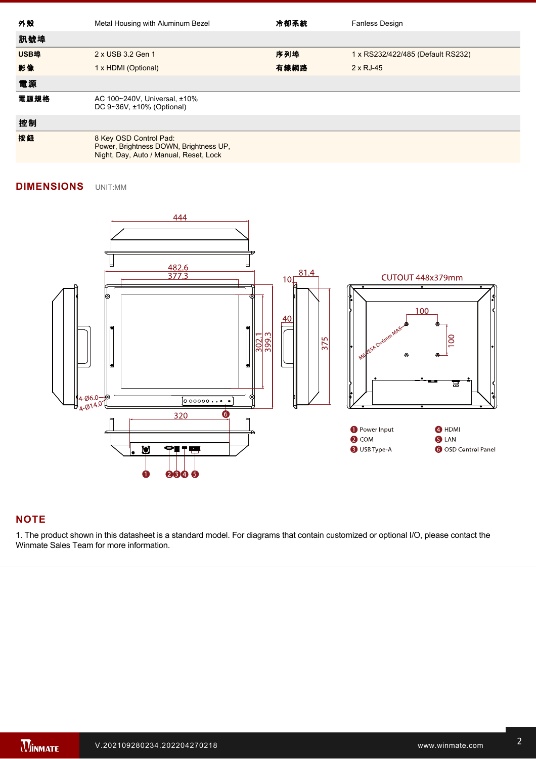| | | | |
|---|---|---|---|
| 外殼 | Metal Housing with Aluminum Bezel | 冷卻系統 | Fanless Design |
| **訊號埠** | | | |
| USB埠 | 2 x USB 3.2 Gen 1 | 序列埠 | 1 x RS232/422/485 (Default RS232) |
| 影像 | 1 x HDMI (Optional) | 有線網路 | 2 x RJ-45 |
| **電源** | | | |
| 電源規格 | AC 100~240V, Universal, ±10%<br>DC 9~36V, ±10% (Optional) | | |
| **控制** | | | |
| 按鈕 | 8 Key OSD Control Pad:<br>Power, Brightness DOWN, Brightness UP,<br>Night, Day, Auto / Manual, Reset, Lock | | |

## DIMENSIONS

UNIT:MM

444

482.6

377.3

302.1

399.3

10

81.4

40

375

CUTOUT 448x379mm

100

100

M6 VESA D=6mm MAX

4-Ø6.0

4-Ø14.0

320

1 Power Input
2 COM
3 USB Type-A
4 HDMI
5 LAN
6 OSD Control Panel

## NOTE

1. The product shown in this datasheet is a standard model. For diagrams that contain customized or optional I/O, please contact the Winmate Sales Team for more information.